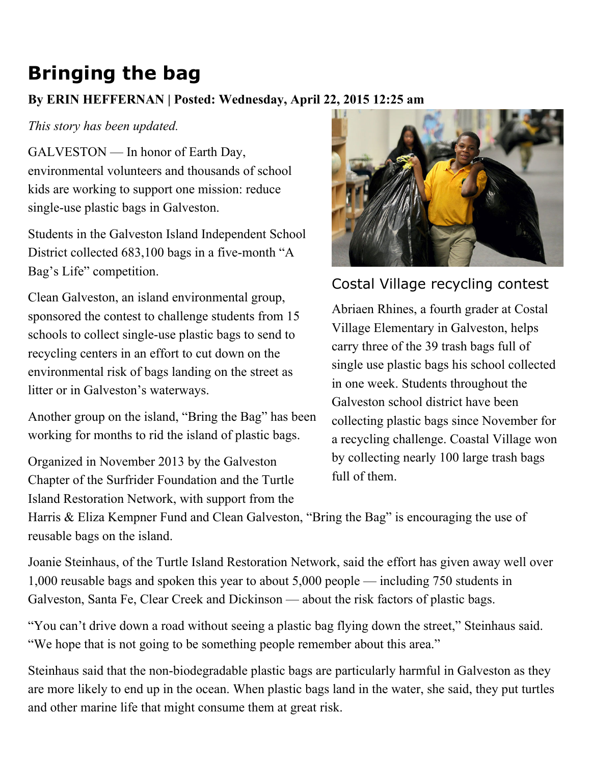# Bringing the bag

**By ERIN HEFFERNAN | Posted: Wednesday, April 22, 2015 12:25 am**

*This story has been updated.*

GALVESTON — In honor of Earth Day, environmental volunteers and thousands of school kids are working to support one mission: reduce single-use plastic bags in Galveston.

Students in the Galveston Island Independent School District collected 683,100 bags in a five-month "A Bag's Life" competition.

Clean Galveston, an island environmental group, sponsored the contest to challenge students from 15 schools to collect single-use plastic bags to send to recycling centers in an effort to cut down on the environmental risk of bags landing on the street as litter or in Galveston's waterways.

Another group on the island, "Bring the Bag" has been working for months to rid the island of plastic bags.

Organized in November 2013 by the Galveston Chapter of the Surfrider Foundation and the Turtle Island Restoration Network, with support from the Harris & Eliza Kempner Fund and Clean Galveston, "Bring the Bag" is encouraging the use of reusable bags on the island.

Costal Village recycling contest

Abriaen Rhines, a fourth grader at Costal Village Elementary in Galveston, helps carry three of the 39 trash bags full of single use plastic bags his school collected in one week. Students throughout the Galveston school district have been collecting plastic bags since November for a recycling challenge. Coastal Village won by collecting nearly 100 large trash bags full of them.

Joanie Steinhaus, of the Turtle Island Restoration Network, said the effort has given away well over 1,000 reusable bags and spoken this year to about 5,000 people — including 750 students in Galveston, Santa Fe, Clear Creek and Dickinson — about the risk factors of plastic bags.

"You can't drive down a road without seeing a plastic bag flying down the street," Steinhaus said. "We hope that is not going to be something people remember about this area."

Steinhaus said that the non-biodegradable plastic bags are particularly harmful in Galveston as they are more likely to end up in the ocean. When plastic bags land in the water, she said, they put turtles and other marine life that might consume them at great risk.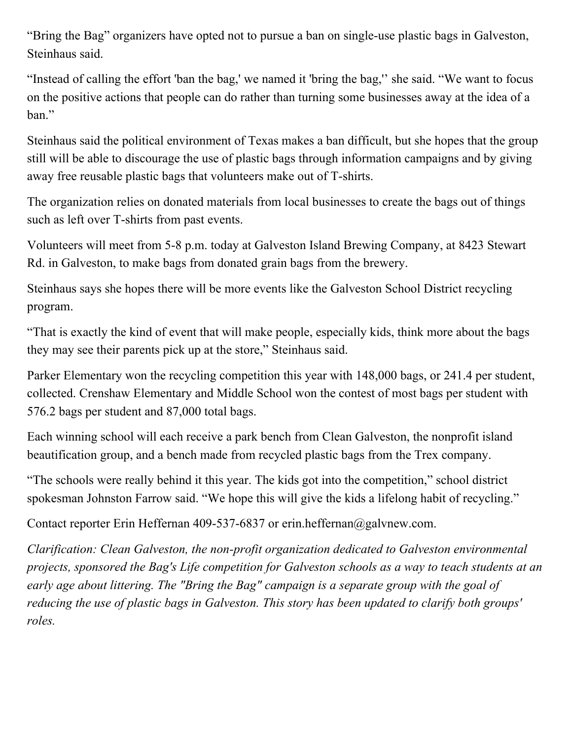“Bring the Bag” organizers have opted not to pursue a ban on single-use plastic bags in Galveston, Steinhaus said.

“Instead of calling the effort 'ban the bag,' we named it 'bring the bag,'' she said. “We want to focus on the positive actions that people can do rather than turning some businesses away at the idea of a ban.”

Steinhaus said the political environment of Texas makes a ban difficult, but she hopes that the group still will be able to discourage the use of plastic bags through information campaigns and by giving away free reusable plastic bags that volunteers make out of T-shirts.

The organization relies on donated materials from local businesses to create the bags out of things such as left over T-shirts from past events.

Volunteers will meet from 5-8 p.m. today at Galveston Island Brewing Company, at 8423 Stewart Rd. in Galveston, to make bags from donated grain bags from the brewery.

Steinhaus says she hopes there will be more events like the Galveston School District recycling program.

“That is exactly the kind of event that will make people, especially kids, think more about the bags they may see their parents pick up at the store,” Steinhaus said.

Parker Elementary won the recycling competition this year with 148,000 bags, or 241.4 per student, collected. Crenshaw Elementary and Middle School won the contest of most bags per student with 576.2 bags per student and 87,000 total bags.

Each winning school will each receive a park bench from Clean Galveston, the nonprofit island beautification group, and a bench made from recycled plastic bags from the Trex company.

“The schools were really behind it this year. The kids got into the competition,” school district spokesman Johnston Farrow said. “We hope this will give the kids a lifelong habit of recycling.”

Contact reporter Erin Heffernan 409-537-6837 or erin.heffernan@galvnew.com.

*Clarification: Clean Galveston, the non-profit organization dedicated to Galveston environmental projects, sponsored the Bag's Life competition for Galveston schools as a way to teach students at an early age about littering. The "Bring the Bag" campaign is a separate group with the goal of reducing the use of plastic bags in Galveston. This story has been updated to clarify both groups' roles.*